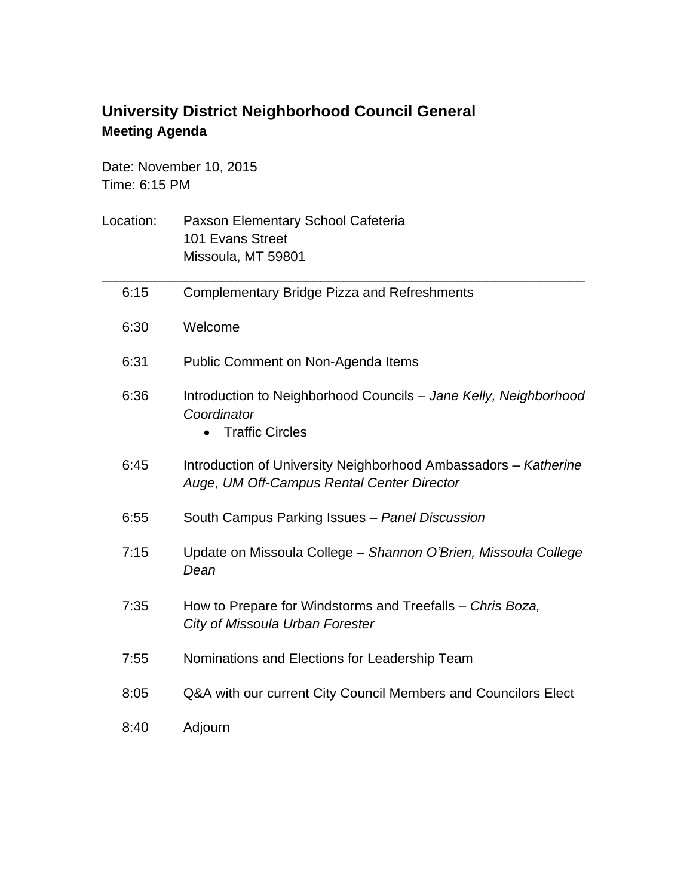# University District Neighborhood Council General

**Meeting Agenda**

Date: November 10, 2015
Time: 6:15 PM

Location: Paxson Elementary School Cafeteria
101 Evans Street
Missoula, MT 59801

---

| | |
|---|---|
| 6:15 | Complementary Bridge Pizza and Refreshments |
| 6:30 | Welcome |
| 6:31 | Public Comment on Non-Agenda Items |
| 6:36 | Introduction to Neighborhood Councils – *Jane Kelly, Neighborhood Coordinator*<br>• Traffic Circles |
| 6:45 | Introduction of University Neighborhood Ambassadors – *Katherine Auge, UM Off-Campus Rental Center Director* |
| 6:55 | South Campus Parking Issues – *Panel Discussion* |
| 7:15 | Update on Missoula College – *Shannon O'Brien, Missoula College Dean* |
| 7:35 | How to Prepare for Windstorms and Treefalls – *Chris Boza, City of Missoula Urban Forester* |
| 7:55 | Nominations and Elections for Leadership Team |
| 8:05 | Q&A with our current City Council Members and Councilors Elect |
| 8:40 | Adjourn |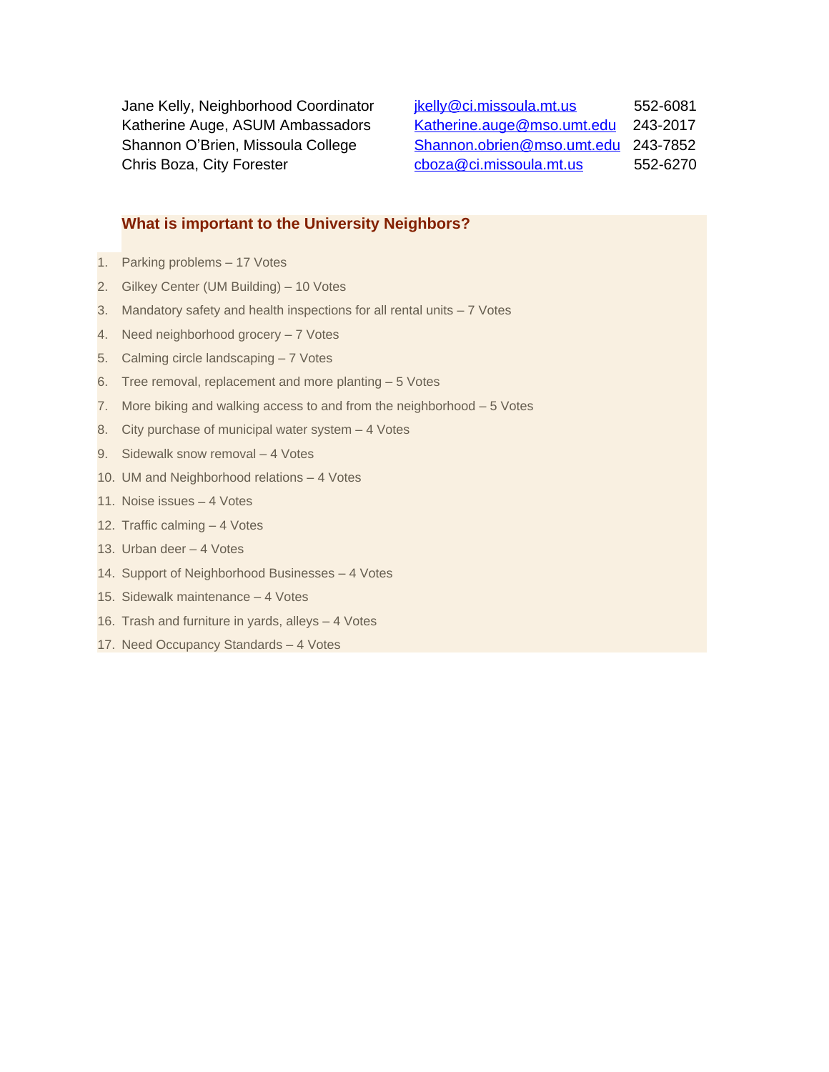| | | |
|---|---|---|
| Jane Kelly, Neighborhood Coordinator | jkelly@ci.missoula.mt.us | 552-6081 |
| Katherine Auge, ASUM Ambassadors | Katherine.auge@mso.umt.edu | 243-2017 |
| Shannon O'Brien, Missoula College | Shannon.obrien@mso.umt.edu | 243-7852 |
| Chris Boza, City Forester | cboza@ci.missoula.mt.us | 552-6270 |

## What is important to the University Neighbors?

1. Parking problems – 17 Votes
2. Gilkey Center (UM Building) – 10 Votes
3. Mandatory safety and health inspections for all rental units – 7 Votes
4. Need neighborhood grocery – 7 Votes
5. Calming circle landscaping – 7 Votes
6. Tree removal, replacement and more planting – 5 Votes
7. More biking and walking access to and from the neighborhood – 5 Votes
8. City purchase of municipal water system – 4 Votes
9. Sidewalk snow removal – 4 Votes
10. UM and Neighborhood relations – 4 Votes
11. Noise issues – 4 Votes
12. Traffic calming – 4 Votes
13. Urban deer – 4 Votes
14. Support of Neighborhood Businesses – 4 Votes
15. Sidewalk maintenance – 4 Votes
16. Trash and furniture in yards, alleys – 4 Votes
17. Need Occupancy Standards – 4 Votes